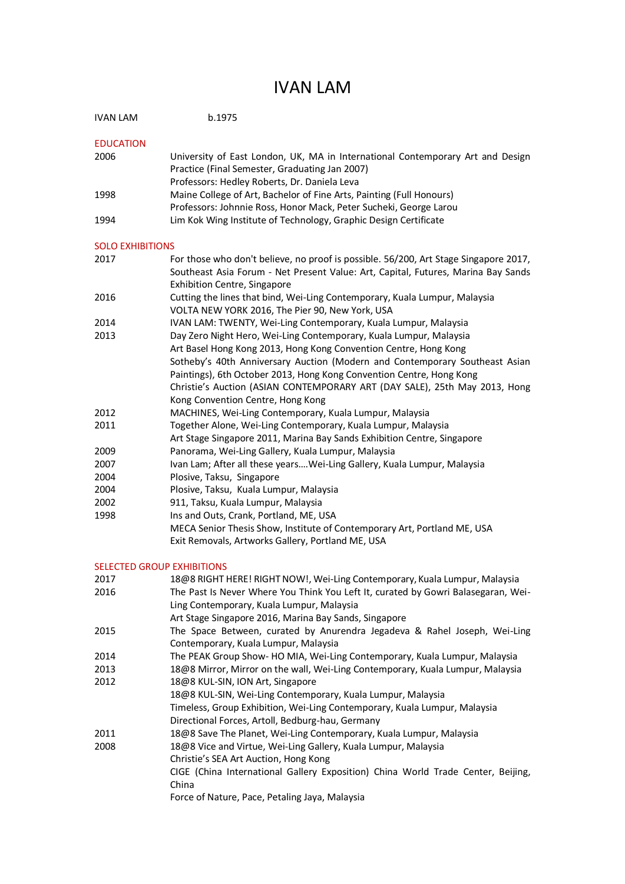# IVAN LAM

IVAN LAM b.1975

## EDUCATION

| | |
|---|---|
| 2006 | University of East London, UK, MA in International Contemporary Art and Design Practice (Final Semester, Graduating Jan 2007)<br>Professors: Hedley Roberts, Dr. Daniela Leva |
| 1998 | Maine College of Art, Bachelor of Fine Arts, Painting (Full Honours)<br>Professors: Johnnie Ross, Honor Mack, Peter Sucheki, George Larou |
| 1994 | Lim Kok Wing Institute of Technology, Graphic Design Certificate |

## SOLO EXHIBITIONS

| | |
|---|---|
| 2017 | For those who don't believe, no proof is possible. 56/200, Art Stage Singapore 2017, Southeast Asia Forum - Net Present Value: Art, Capital, Futures, Marina Bay Sands Exhibition Centre, Singapore |
| 2016 | Cutting the lines that bind, Wei-Ling Contemporary, Kuala Lumpur, Malaysia<br>VOLTA NEW YORK 2016, The Pier 90, New York, USA |
| 2014 | IVAN LAM: TWENTY, Wei-Ling Contemporary, Kuala Lumpur, Malaysia |
| 2013 | Day Zero Night Hero, Wei-Ling Contemporary, Kuala Lumpur, Malaysia<br>Art Basel Hong Kong 2013, Hong Kong Convention Centre, Hong Kong<br>Sotheby's 40th Anniversary Auction (Modern and Contemporary Southeast Asian Paintings), 6th October 2013, Hong Kong Convention Centre, Hong Kong<br>Christie's Auction (ASIAN CONTEMPORARY ART (DAY SALE), 25th May 2013, Hong Kong Convention Centre, Hong Kong |
| 2012 | MACHINES, Wei-Ling Contemporary, Kuala Lumpur, Malaysia |
| 2011 | Together Alone, Wei-Ling Contemporary, Kuala Lumpur, Malaysia<br>Art Stage Singapore 2011, Marina Bay Sands Exhibition Centre, Singapore |
| 2009 | Panorama, Wei-Ling Gallery, Kuala Lumpur, Malaysia |
| 2007 | Ivan Lam; After all these years….Wei-Ling Gallery, Kuala Lumpur, Malaysia |
| 2004 | Plosive, Taksu, Singapore |
| 2004 | Plosive, Taksu, Kuala Lumpur, Malaysia |
| 2002 | 911, Taksu, Kuala Lumpur, Malaysia |
| 1998 | Ins and Outs, Crank, Portland, ME, USA<br>MECA Senior Thesis Show, Institute of Contemporary Art, Portland ME, USA<br>Exit Removals, Artworks Gallery, Portland ME, USA |

## SELECTED GROUP EXHIBITIONS

| | |
|---|---|
| 2017 | 18@8 RIGHT HERE! RIGHT NOW!, Wei-Ling Contemporary, Kuala Lumpur, Malaysia |
| 2016 | The Past Is Never Where You Think You Left It, curated by Gowri Balasegaran, Wei-Ling Contemporary, Kuala Lumpur, Malaysia<br>Art Stage Singapore 2016, Marina Bay Sands, Singapore |
| 2015 | The Space Between, curated by Anurendra Jegadeva & Rahel Joseph, Wei-Ling Contemporary, Kuala Lumpur, Malaysia |
| 2014 | The PEAK Group Show- HO MIA, Wei-Ling Contemporary, Kuala Lumpur, Malaysia |
| 2013 | 18@8 Mirror, Mirror on the wall, Wei-Ling Contemporary, Kuala Lumpur, Malaysia |
| 2012 | 18@8 KUL-SIN, ION Art, Singapore<br>18@8 KUL-SIN, Wei-Ling Contemporary, Kuala Lumpur, Malaysia<br>Timeless, Group Exhibition, Wei-Ling Contemporary, Kuala Lumpur, Malaysia<br>Directional Forces, Artoll, Bedburg-hau, Germany |
| 2011 | 18@8 Save The Planet, Wei-Ling Contemporary, Kuala Lumpur, Malaysia |
| 2008 | 18@8 Vice and Virtue, Wei-Ling Gallery, Kuala Lumpur, Malaysia<br>Christie's SEA Art Auction, Hong Kong<br>CIGE (China International Gallery Exposition) China World Trade Center, Beijing, China<br>Force of Nature, Pace, Petaling Jaya, Malaysia |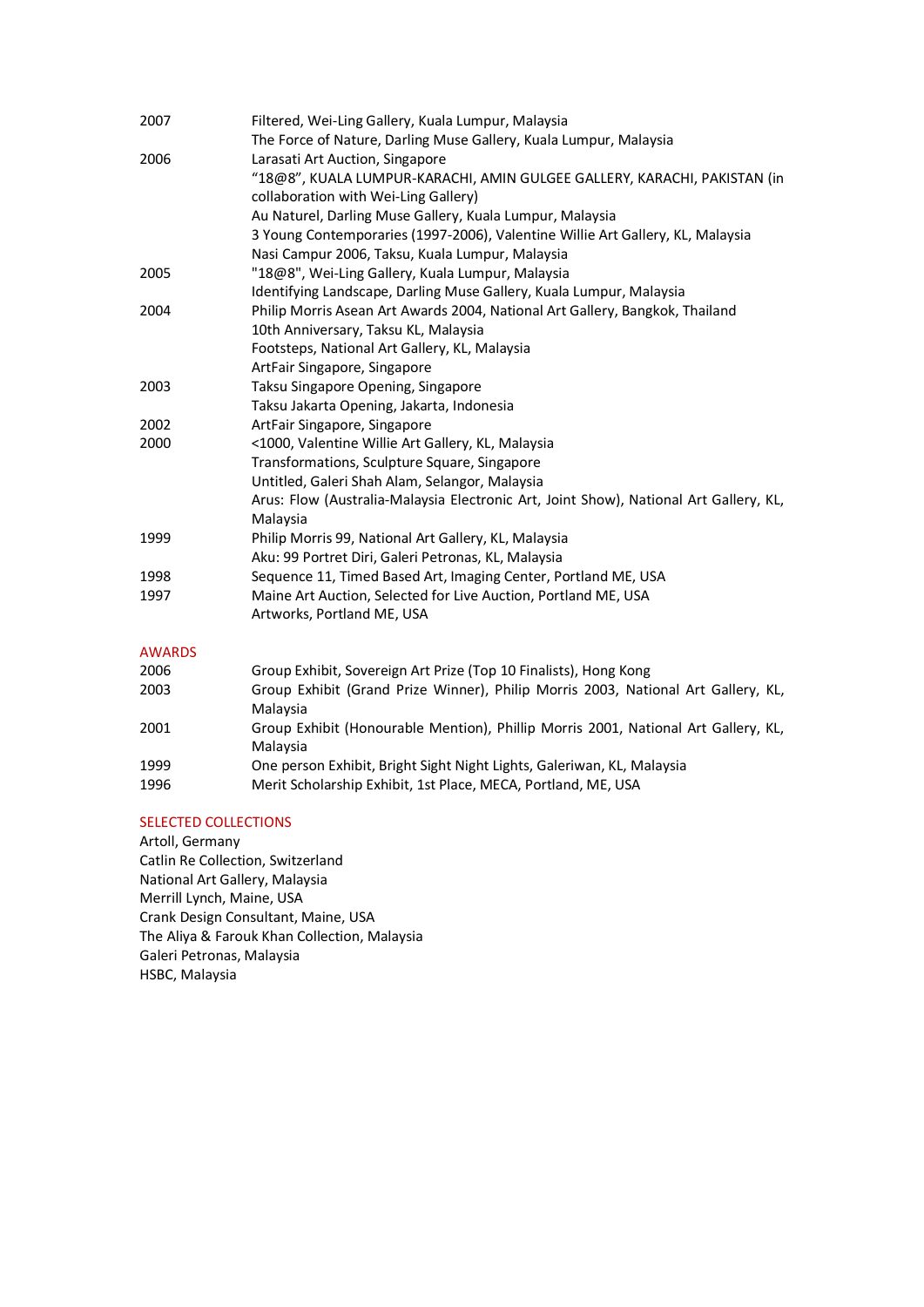| | |
|---|---|
| 2007 | Filtered, Wei-Ling Gallery, Kuala Lumpur, Malaysia |
| | The Force of Nature, Darling Muse Gallery, Kuala Lumpur, Malaysia |
| 2006 | Larasati Art Auction, Singapore |
| | "18@8", KUALA LUMPUR-KARACHI, AMIN GULGEE GALLERY, KARACHI, PAKISTAN (in collaboration with Wei-Ling Gallery) |
| | Au Naturel, Darling Muse Gallery, Kuala Lumpur, Malaysia |
| | 3 Young Contemporaries (1997-2006), Valentine Willie Art Gallery, KL, Malaysia |
| | Nasi Campur 2006, Taksu, Kuala Lumpur, Malaysia |
| 2005 | "18@8", Wei-Ling Gallery, Kuala Lumpur, Malaysia |
| | Identifying Landscape, Darling Muse Gallery, Kuala Lumpur, Malaysia |
| 2004 | Philip Morris Asean Art Awards 2004, National Art Gallery, Bangkok, Thailand |
| | 10th Anniversary, Taksu KL, Malaysia |
| | Footsteps, National Art Gallery, KL, Malaysia |
| | ArtFair Singapore, Singapore |
| 2003 | Taksu Singapore Opening, Singapore |
| | Taksu Jakarta Opening, Jakarta, Indonesia |
| 2002 | ArtFair Singapore, Singapore |
| 2000 | <1000, Valentine Willie Art Gallery, KL, Malaysia |
| | Transformations, Sculpture Square, Singapore |
| | Untitled, Galeri Shah Alam, Selangor, Malaysia |
| | Arus: Flow (Australia-Malaysia Electronic Art, Joint Show), National Art Gallery, KL, Malaysia |
| 1999 | Philip Morris 99, National Art Gallery, KL, Malaysia |
| | Aku: 99 Portret Diri, Galeri Petronas, KL, Malaysia |
| 1998 | Sequence 11, Timed Based Art, Imaging Center, Portland ME, USA |
| 1997 | Maine Art Auction, Selected for Live Auction, Portland ME, USA |
| | Artworks, Portland ME, USA |

## AWARDS

| | |
|---|---|
| 2006 | Group Exhibit, Sovereign Art Prize (Top 10 Finalists), Hong Kong |
| 2003 | Group Exhibit (Grand Prize Winner), Philip Morris 2003, National Art Gallery, KL, Malaysia |
| 2001 | Group Exhibit (Honourable Mention), Phillip Morris 2001, National Art Gallery, KL, Malaysia |
| 1999 | One person Exhibit, Bright Sight Night Lights, Galeriwan, KL, Malaysia |
| 1996 | Merit Scholarship Exhibit, 1st Place, MECA, Portland, ME, USA |

## SELECTED COLLECTIONS

Artoll, Germany
Catlin Re Collection, Switzerland
National Art Gallery, Malaysia
Merrill Lynch, Maine, USA
Crank Design Consultant, Maine, USA
The Aliya & Farouk Khan Collection, Malaysia
Galeri Petronas, Malaysia
HSBC, Malaysia